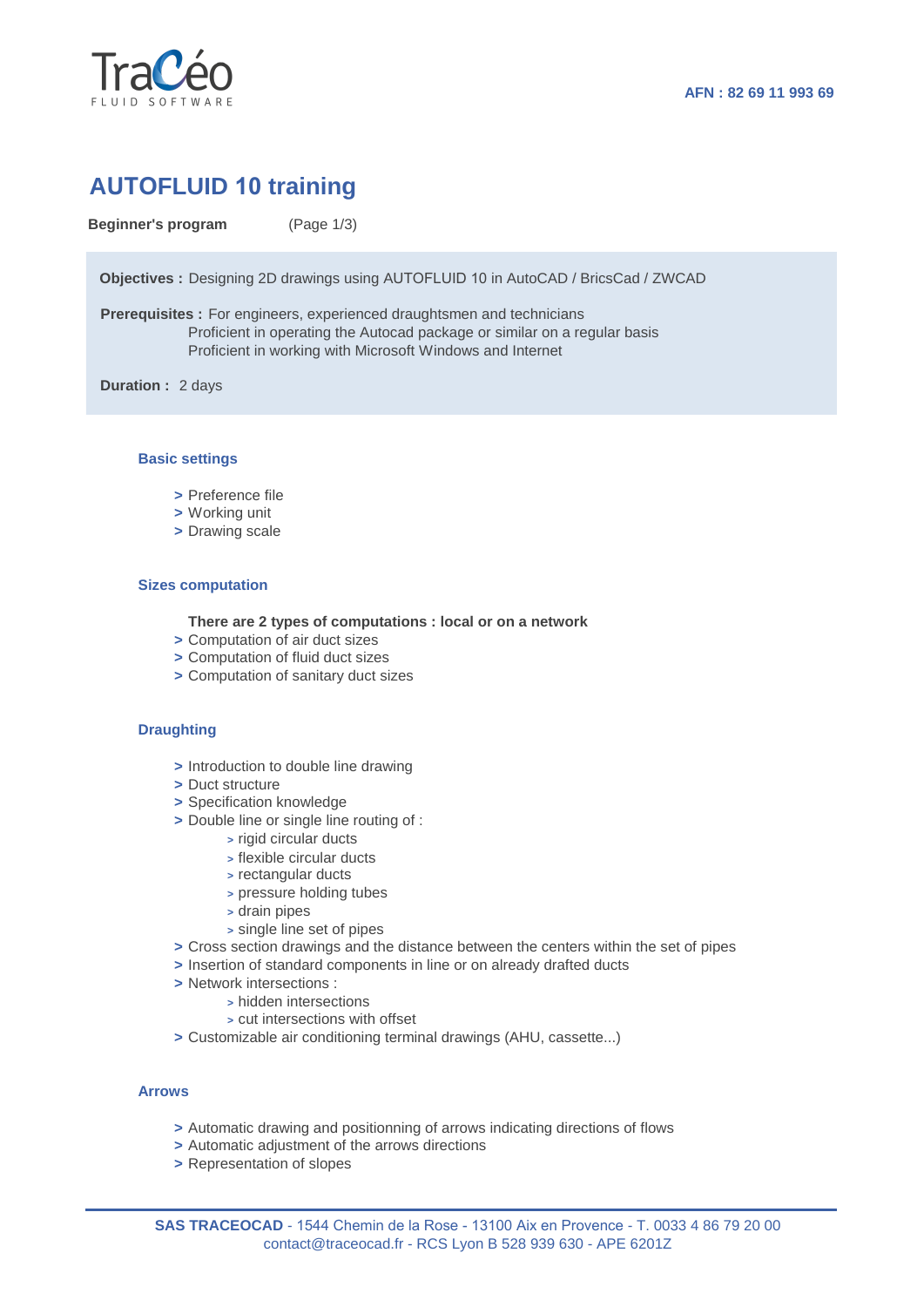TraCéo
FLUID SOFTWARE

AFN : 82 69 11 993 69

# AUTOFLUID 10 training

**Beginner's program** (Page 1/3)

**Objectives :** Designing 2D drawings using AUTOFLUID 10 in AutoCAD / BricsCad / ZWCAD

**Prerequisites :** For engineers, experienced draughtsmen and technicians
Proficient in operating the Autocad package or similar on a regular basis
Proficient in working with Microsoft Windows and Internet

**Duration :** 2 days

### Basic settings

- Preference file
- Working unit
- Drawing scale

### Sizes computation

**There are 2 types of computations : local or on a network**

- Computation of air duct sizes
- Computation of fluid duct sizes
- Computation of sanitary duct sizes

### Draughting

- Introduction to double line drawing
- Duct structure
- Specification knowledge
- Double line or single line routing of :
  - rigid circular ducts
  - flexible circular ducts
  - rectangular ducts
  - pressure holding tubes
  - drain pipes
  - single line set of pipes
- Cross section drawings and the distance between the centers within the set of pipes
- Insertion of standard components in line or on already drafted ducts
- Network intersections :
  - hidden intersections
  - cut intersections with offset
- Customizable air conditioning terminal drawings (AHU, cassette...)

### Arrows

- Automatic drawing and positionning of arrows indicating directions of flows
- Automatic adjustment of the arrows directions
- Representation of slopes

**SAS TRACEOCAD** - 1544 Chemin de la Rose - 13100 Aix en Provence - T. 0033 4 86 79 20 00
contact@traceocad.fr - RCS Lyon B 528 939 630 - APE 6201Z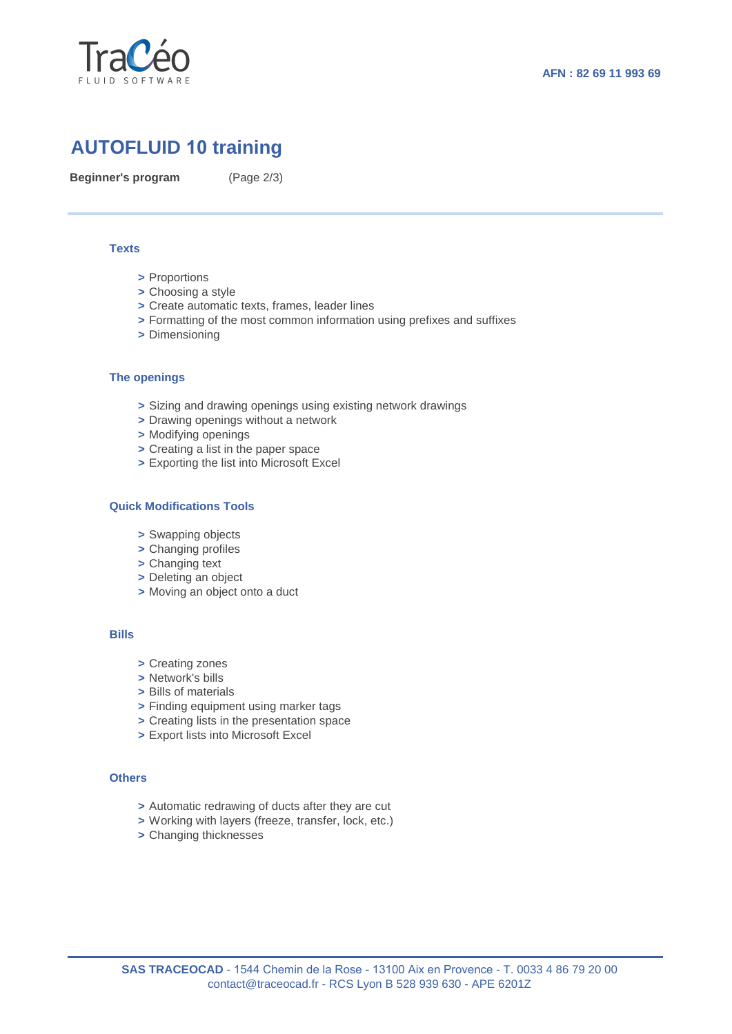AFN : 82 69 11 993 69

# AUTOFLUID 10 training

**Beginner's program** (Page 2/3)

### Texts

> Proportions
> Choosing a style
> Create automatic texts, frames, leader lines
> Formatting of the most common information using prefixes and suffixes
> Dimensioning

### The openings

> Sizing and drawing openings using existing network drawings
> Drawing openings without a network
> Modifying openings
> Creating a list in the paper space
> Exporting the list into Microsoft Excel

### Quick Modifications Tools

> Swapping objects
> Changing profiles
> Changing text
> Deleting an object
> Moving an object onto a duct

### Bills

> Creating zones
> Network's bills
> Bills of materials
> Finding equipment using marker tags
> Creating lists in the presentation space
> Export lists into Microsoft Excel

### Others

> Automatic redrawing of ducts after they are cut
> Working with layers (freeze, transfer, lock, etc.)
> Changing thicknesses

**SAS TRACEOCAD** - 1544 Chemin de la Rose - 13100 Aix en Provence - T. 0033 4 86 79 20 00
contact@traceocad.fr - RCS Lyon B 528 939 630 - APE 6201Z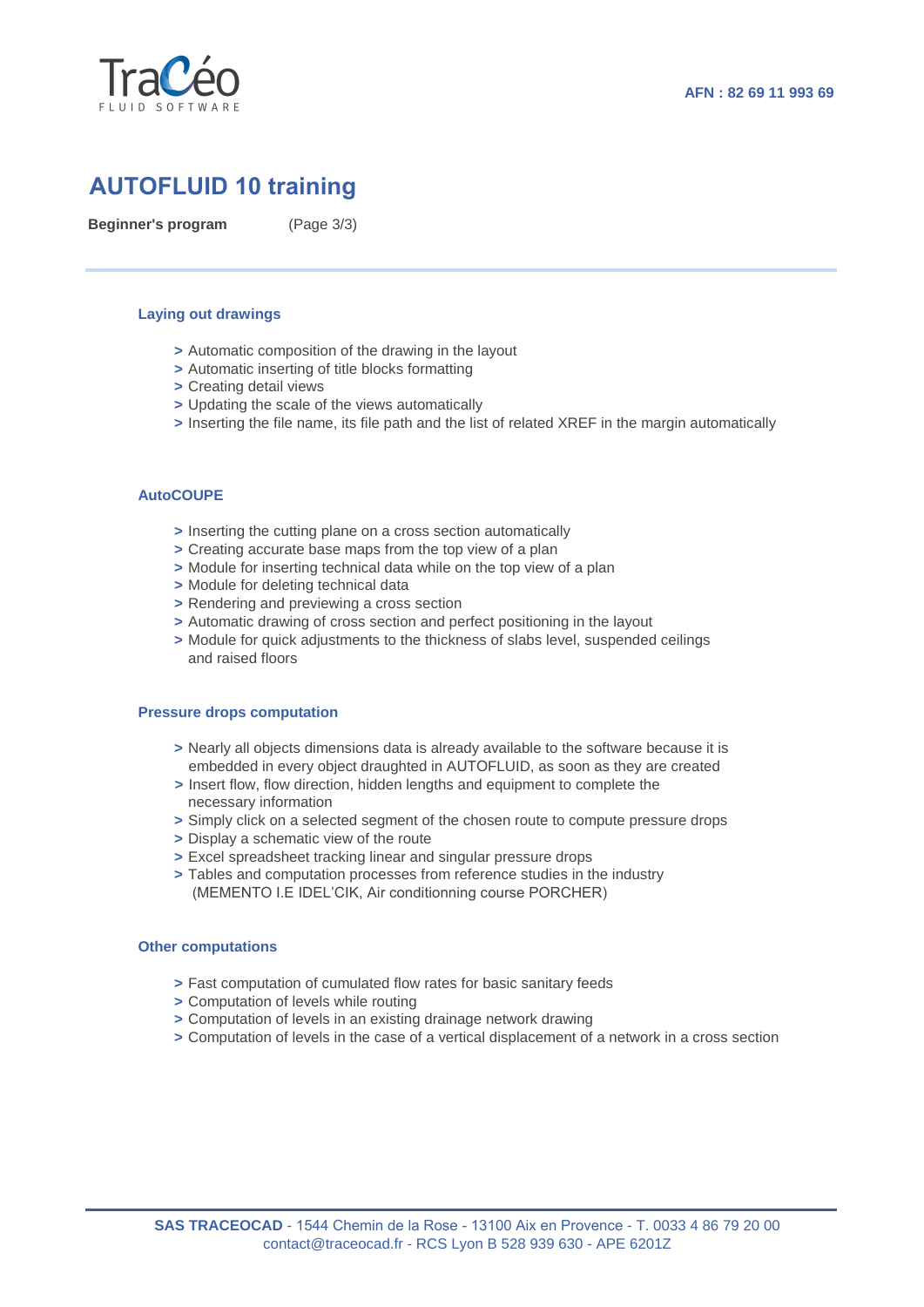AFN : 82 69 11 993 69

# AUTOFLUID 10 training

**Beginner's program** (Page 3/3)

### Laying out drawings

- Automatic composition of the drawing in the layout
- Automatic inserting of title blocks formatting
- Creating detail views
- Updating the scale of the views automatically
- Inserting the file name, its file path and the list of related XREF in the margin automatically

### AutoCOUPE

- Inserting the cutting plane on a cross section automatically
- Creating accurate base maps from the top view of a plan
- Module for inserting technical data while on the top view of a plan
- Module for deleting technical data
- Rendering and previewing a cross section
- Automatic drawing of cross section and perfect positioning in the layout
- Module for quick adjustments to the thickness of slabs level, suspended ceilings and raised floors

### Pressure drops computation

- Nearly all objects dimensions data is already available to the software because it is embedded in every object draughted in AUTOFLUID, as soon as they are created
- Insert flow, flow direction, hidden lengths and equipment to complete the necessary information
- Simply click on a selected segment of the chosen route to compute pressure drops
- Display a schematic view of the route
- Excel spreadsheet tracking linear and singular pressure drops
- Tables and computation processes from reference studies in the industry (MEMENTO I.E IDEL'CIK, Air conditionning course PORCHER)

### Other computations

- Fast computation of cumulated flow rates for basic sanitary feeds
- Computation of levels while routing
- Computation of levels in an existing drainage network drawing
- Computation of levels in the case of a vertical displacement of a network in a cross section

**SAS TRACEOCAD** - 1544 Chemin de la Rose - 13100 Aix en Provence - T. 0033 4 86 79 20 00
contact@traceocad.fr - RCS Lyon B 528 939 630 - APE 6201Z